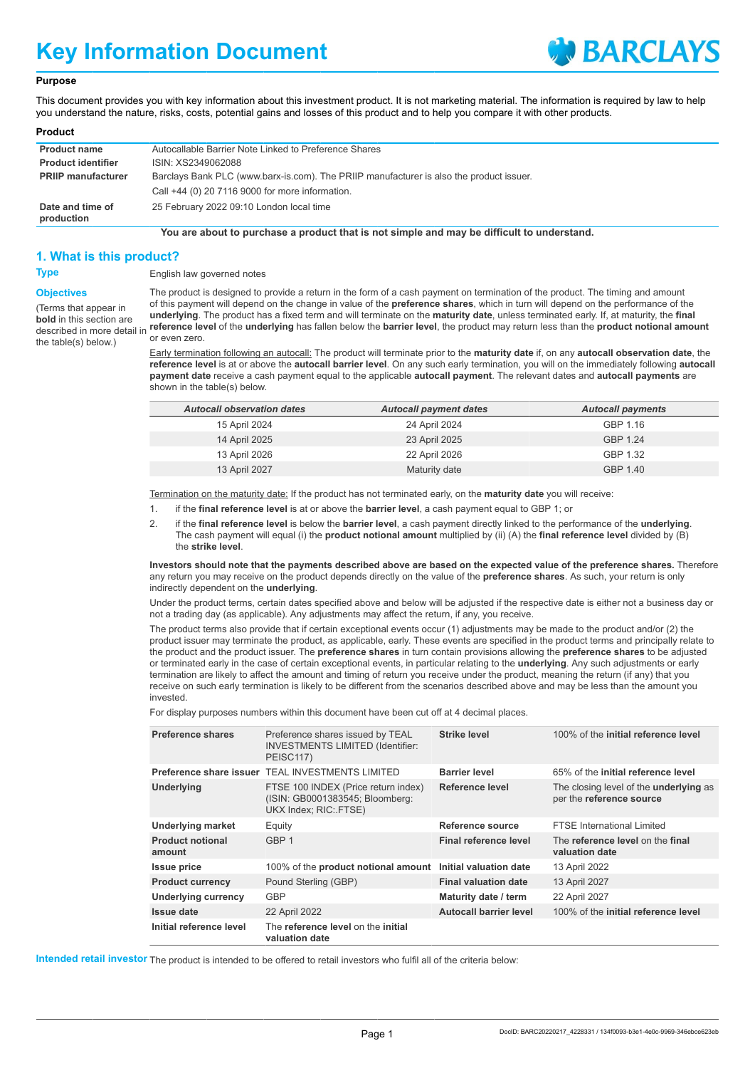# Key Information Document

BARCLAYS

**Purpose**

This document provides you with key information about this investment product. It is not marketing material. The information is required by law to help you understand the nature, risks, costs, potential gains and losses of this product and to help you compare it with other products.

**Product**

| | |
|---|---|
| **Product name** | Autocallable Barrier Note Linked to Preference Shares |
| **Product identifier** | ISIN: XS2349062088 |
| **PRIIP manufacturer** | Barclays Bank PLC (www.barx-is.com). The PRIIP manufacturer is also the product issuer. |
| | Call +44 (0) 20 7116 9000 for more information. |
| **Date and time of production** | 25 February 2022 09:10 London local time |

**You are about to purchase a product that is not simple and may be difficult to understand.**

## 1. What is this product?

**Type**

English law governed notes

**Objectives**

(Terms that appear in **bold** in this section are described in more detail in the table(s) below.)

The product is designed to provide a return in the form of a cash payment on termination of the product. The timing and amount of this payment will depend on the change in value of the **preference shares**, which in turn will depend on the performance of the **underlying**. The product has a fixed term and will terminate on the **maturity date**, unless terminated early. If, at maturity, the **final reference level** of the **underlying** has fallen below the **barrier level**, the product may return less than the **product notional amount** or even zero.

Early termination following an autocall: The product will terminate prior to the **maturity date** if, on any **autocall observation date**, the **reference level** is at or above the **autocall barrier level**. On any such early termination, you will on the immediately following **autocall payment date** receive a cash payment equal to the applicable **autocall payment**. The relevant dates and **autocall payments** are shown in the table(s) below.

| *Autocall observation dates* | *Autocall payment dates* | *Autocall payments* |
|---|---|---|
| 15 April 2024 | 24 April 2024 | GBP 1.16 |
| 14 April 2025 | 23 April 2025 | GBP 1.24 |
| 13 April 2026 | 22 April 2026 | GBP 1.32 |
| 13 April 2027 | Maturity date | GBP 1.40 |

Termination on the maturity date: If the product has not terminated early, on the **maturity date** you will receive:

1. if the **final reference level** is at or above the **barrier level**, a cash payment equal to GBP 1; or
2. if the **final reference level** is below the **barrier level**, a cash payment directly linked to the performance of the **underlying**. The cash payment will equal (i) the **product notional amount** multiplied by (ii) (A) the **final reference level** divided by (B) the **strike level**.

**Investors should note that the payments described above are based on the expected value of the preference shares.** Therefore any return you may receive on the product depends directly on the value of the **preference shares**. As such, your return is only indirectly dependent on the **underlying**.

Under the product terms, certain dates specified above and below will be adjusted if the respective date is either not a business day or not a trading day (as applicable). Any adjustments may affect the return, if any, you receive.

The product terms also provide that if certain exceptional events occur (1) adjustments may be made to the product and/or (2) the product issuer may terminate the product, as applicable, early. These events are specified in the product terms and principally relate to the product and the product issuer. The **preference shares** in turn contain provisions allowing the **preference shares** to be adjusted or terminated early in the case of certain exceptional events, in particular relating to the **underlying**. Any such adjustments or early termination are likely to affect the amount and timing of return you receive under the product, meaning the return (if any) that you receive on such early termination is likely to be different from the scenarios described above and may be less than the amount you invested.

For display purposes numbers within this document have been cut off at 4 decimal places.

| | | | |
|---|---|---|---|
| **Preference shares** | Preference shares issued by TEAL INVESTMENTS LIMITED (Identifier: PEISC117) | **Strike level** | 100% of the **initial reference level** |
| **Preference share issuer** | TEAL INVESTMENTS LIMITED | **Barrier level** | 65% of the **initial reference level** |
| **Underlying** | FTSE 100 INDEX (Price return index) (ISIN: GB0001383545; Bloomberg: UKX Index; RIC:.FTSE) | **Reference level** | The closing level of the **underlying** as per the **reference source** |
| **Underlying market** | Equity | **Reference source** | FTSE International Limited |
| **Product notional amount** | GBP 1 | **Final reference level** | The **reference level** on the **final valuation date** |
| **Issue price** | 100% of the **product notional amount** | **Initial valuation date** | 13 April 2022 |
| **Product currency** | Pound Sterling (GBP) | **Final valuation date** | 13 April 2027 |
| **Underlying currency** | GBP | **Maturity date / term** | 22 April 2027 |
| **Issue date** | 22 April 2022 | **Autocall barrier level** | 100% of the **initial reference level** |
| **Initial reference level** | The **reference level** on the **initial valuation date** | | |

**Intended retail investor**

The product is intended to be offered to retail investors who fulfil all of the criteria below: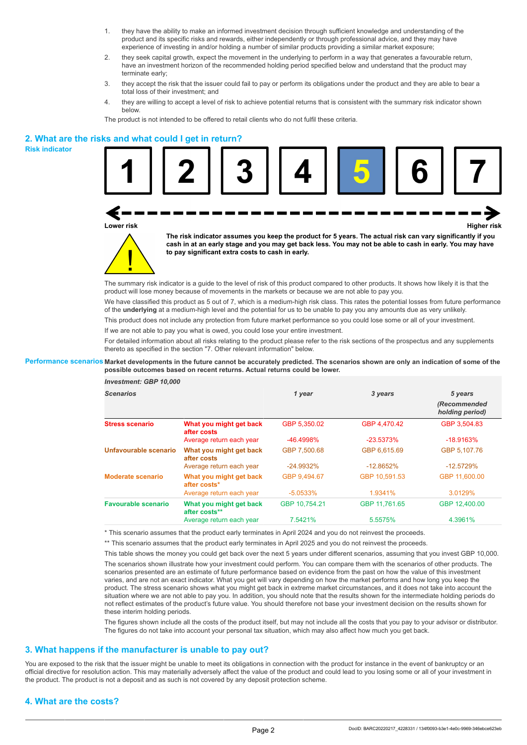1. they have the ability to make an informed investment decision through sufficient knowledge and understanding of the product and its specific risks and rewards, either independently or through professional advice, and they may have experience of investing in and/or holding a number of similar products providing a similar market exposure;
2. they seek capital growth, expect the movement in the underlying to perform in a way that generates a favourable return, have an investment horizon of the recommended holding period specified below and understand that the product may terminate early;
3. they accept the risk that the issuer could fail to pay or perform its obligations under the product and they are able to bear a total loss of their investment; and
4. they are willing to accept a level of risk to achieve potential returns that is consistent with the summary risk indicator shown below.

The product is not intended to be offered to retail clients who do not fulfil these criteria.

## 2. What are the risks and what could I get in return?

### Risk indicator

| 1 | 2 | 3 | 4 | **5** | 6 | 7 |
|---|---|---|---|---|---|---|

Lower risk ← → Higher risk

**The risk indicator assumes you keep the product for 5 years. The actual risk can vary significantly if you cash in at an early stage and you may get back less. You may not be able to cash in early. You may have to pay significant extra costs to cash in early.**

The summary risk indicator is a guide to the level of risk of this product compared to other products. It shows how likely it is that the product will lose money because of movements in the markets or because we are not able to pay you.

We have classified this product as 5 out of 7, which is a medium-high risk class. This rates the potential losses from future performance of the **underlying** at a medium-high level and the potential for us to be unable to pay you any amounts due as very unlikely.

This product does not include any protection from future market performance so you could lose some or all of your investment.

If we are not able to pay you what is owed, you could lose your entire investment.

For detailed information about all risks relating to the product please refer to the risk sections of the prospectus and any supplements thereto as specified in the section "7. Other relevant information" below.

### Performance scenarios

**Market developments in the future cannot be accurately predicted. The scenarios shown are only an indication of some of the possible outcomes based on recent returns. Actual returns could be lower.**

| *Investment: GBP 10,000* | | | | |
|---|---|---|---|---|
| ***Scenarios*** | | ***1 year*** | ***3 years*** | ***5 years*** ***(Recommended holding period)*** |
| **Stress scenario** | **What you might get back after costs** | GBP 5,350.02 | GBP 4,470.42 | GBP 3,504.83 |
| | Average return each year | -46.4998% | -23.5373% | -18.9163% |
| **Unfavourable scenario** | **What you might get back after costs** | GBP 7,500.68 | GBP 6,615.69 | GBP 5,107.76 |
| | Average return each year | -24.9932% | -12.8652% | -12.5729% |
| **Moderate scenario** | **What you might get back after costs*** | GBP 9,494.67 | GBP 10,591.53 | GBP 11,600.00 |
| | Average return each year | -5.0533% | 1.9341% | 3.0129% |
| **Favourable scenario** | **What you might get back after costs**** | GBP 10,754.21 | GBP 11,761.65 | GBP 12,400.00 |
| | Average return each year | 7.5421% | 5.5575% | 4.3961% |

\* This scenario assumes that the product early terminates in April 2024 and you do not reinvest the proceeds.

\*\* This scenario assumes that the product early terminates in April 2025 and you do not reinvest the proceeds.

This table shows the money you could get back over the next 5 years under different scenarios, assuming that you invest GBP 10,000.

The scenarios shown illustrate how your investment could perform. You can compare them with the scenarios of other products. The scenarios presented are an estimate of future performance based on evidence from the past on how the value of this investment varies, and are not an exact indicator. What you get will vary depending on how the market performs and how long you keep the product. The stress scenario shows what you might get back in extreme market circumstances, and it does not take into account the situation where we are not able to pay you. In addition, you should note that the results shown for the intermediate holding periods do not reflect estimates of the product's future value. You should therefore not base your investment decision on the results shown for these interim holding periods.

The figures shown include all the costs of the product itself, but may not include all the costs that you pay to your advisor or distributor. The figures do not take into account your personal tax situation, which may also affect how much you get back.

## 3. What happens if the manufacturer is unable to pay out?

You are exposed to the risk that the issuer might be unable to meet its obligations in connection with the product for instance in the event of bankruptcy or an official directive for resolution action. This may materially adversely affect the value of the product and could lead to you losing some or all of your investment in the product. The product is not a deposit and as such is not covered by any deposit protection scheme.

## 4. What are the costs?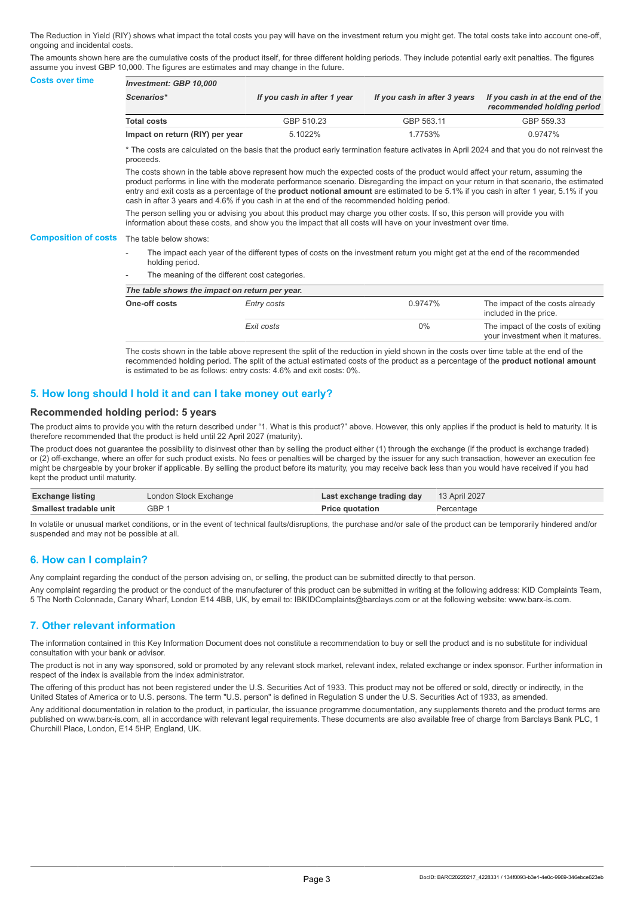The Reduction in Yield (RIY) shows what impact the total costs you pay will have on the investment return you might get. The total costs take into account one-off, ongoing and incidental costs.

The amounts shown here are the cumulative costs of the product itself, for three different holding periods. They include potential early exit penalties. The figures assume you invest GBP 10,000. The figures are estimates and may change in the future.

**Costs over time**

| *Investment: GBP 10,000* | | | |
|---|---|---|---|
| ***Scenarios**** | ***If you cash in after 1 year*** | ***If you cash in after 3 years*** | ***If you cash in at the end of the recommended holding period*** |
| **Total costs** | GBP 510.23 | GBP 563.11 | GBP 559.33 |
| **Impact on return (RIY) per year** | 5.1022% | 1.7753% | 0.9747% |

\* The costs are calculated on the basis that the product early termination feature activates in April 2024 and that you do not reinvest the proceeds.

The costs shown in the table above represent how much the expected costs of the product would affect your return, assuming the product performs in line with the moderate performance scenario. Disregarding the impact on your return in that scenario, the estimated entry and exit costs as a percentage of the **product notional amount** are estimated to be 5.1% if you cash in after 1 year, 5.1% if you cash in after 3 years and 4.6% if you cash in at the end of the recommended holding period.

The person selling you or advising you about this product may charge you other costs. If so, this person will provide you with information about these costs, and show you the impact that all costs will have on your investment over time.

**Composition of costs**

The table below shows:

- The impact each year of the different types of costs on the investment return you might get at the end of the recommended holding period.
- The meaning of the different cost categories.

| ***The table shows the impact on return per year.*** | | | |
|---|---|---|---|
| **One-off costs** | *Entry costs* | 0.9747% | The impact of the costs already included in the price. |
| | *Exit costs* | 0% | The impact of the costs of exiting your investment when it matures. |

The costs shown in the table above represent the split of the reduction in yield shown in the costs over time table at the end of the recommended holding period. The split of the actual estimated costs of the product as a percentage of the **product notional amount** is estimated to be as follows: entry costs: 4.6% and exit costs: 0%.

## 5. How long should I hold it and can I take money out early?

### Recommended holding period: 5 years

The product aims to provide you with the return described under "1. What is this product?" above. However, this only applies if the product is held to maturity. It is therefore recommended that the product is held until 22 April 2027 (maturity).

The product does not guarantee the possibility to disinvest other than by selling the product either (1) through the exchange (if the product is exchange traded) or (2) off-exchange, where an offer for such product exists. No fees or penalties will be charged by the issuer for any such transaction, however an execution fee might be chargeable by your broker if applicable. By selling the product before its maturity, you may receive back less than you would have received if you had kept the product until maturity.

| | | | |
|---|---|---|---|
| **Exchange listing** | London Stock Exchange | **Last exchange trading day** | 13 April 2027 |
| **Smallest tradable unit** | GBP 1 | **Price quotation** | Percentage |

In volatile or unusual market conditions, or in the event of technical faults/disruptions, the purchase and/or sale of the product can be temporarily hindered and/or suspended and may not be possible at all.

## 6. How can I complain?

Any complaint regarding the conduct of the person advising on, or selling, the product can be submitted directly to that person.

Any complaint regarding the product or the conduct of the manufacturer of this product can be submitted in writing at the following address: KID Complaints Team, 5 The North Colonnade, Canary Wharf, London E14 4BB, UK, by email to: IBKIDComplaints@barclays.com or at the following website: www.barx-is.com.

## 7. Other relevant information

The information contained in this Key Information Document does not constitute a recommendation to buy or sell the product and is no substitute for individual consultation with your bank or advisor.

The product is not in any way sponsored, sold or promoted by any relevant stock market, relevant index, related exchange or index sponsor. Further information in respect of the index is available from the index administrator.

The offering of this product has not been registered under the U.S. Securities Act of 1933. This product may not be offered or sold, directly or indirectly, in the United States of America or to U.S. persons. The term "U.S. person" is defined in Regulation S under the U.S. Securities Act of 1933, as amended.

Any additional documentation in relation to the product, in particular, the issuance programme documentation, any supplements thereto and the product terms are published on www.barx-is.com, all in accordance with relevant legal requirements. These documents are also available free of charge from Barclays Bank PLC, 1 Churchill Place, London, E14 5HP, England, UK.

DocID: BARC20220217_4228331 / 134f0093-b3e1-4e0c-9969-346ebce623eb